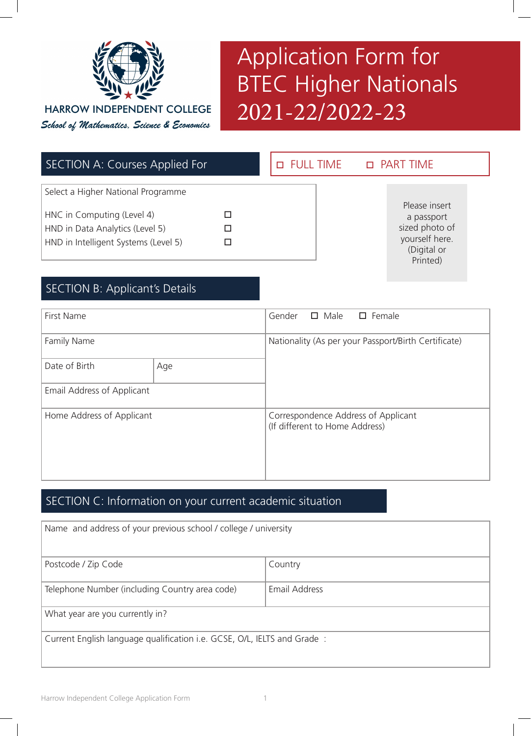HARROW INDEPENDENT COLLEGE

*School of Mathematics, Science & Economics*

# Application Form for BTEC Higher Nationals 2021-22/2022-23

## SECTION A: Courses Applied For

☐ FULL TIME ☐ PART TIME

| Select a Higher National Programme | |
|---|---|
| HNC in Computing (Level 4) | ☐ |
| HND in Data Analytics (Level 5) | ☐ |
| HND in Intelligent Systems (Level 5) | ☐ |

Please insert a passport sized photo of yourself here. (Digital or Printed)

## SECTION B: Applicant's Details

| | | |
|---|---|---|
| First Name | | Gender ☐ Male ☐ Female |
| Family Name | | Nationality (As per your Passport/Birth Certificate) |
| Date of Birth | Age | |
| Email Address of Applicant | | |
| Home Address of Applicant | | Correspondence Address of Applicant (If different to Home Address) |

## SECTION C: Information on your current academic situation

| | |
|---|---|
| Name and address of your previous school / college / university | |
| Postcode / Zip Code | Country |
| Telephone Number (including Country area code) | Email Address |
| What year are you currently in? | |
| Current English language qualification i.e. GCSE, O/L, IELTS and Grade : | |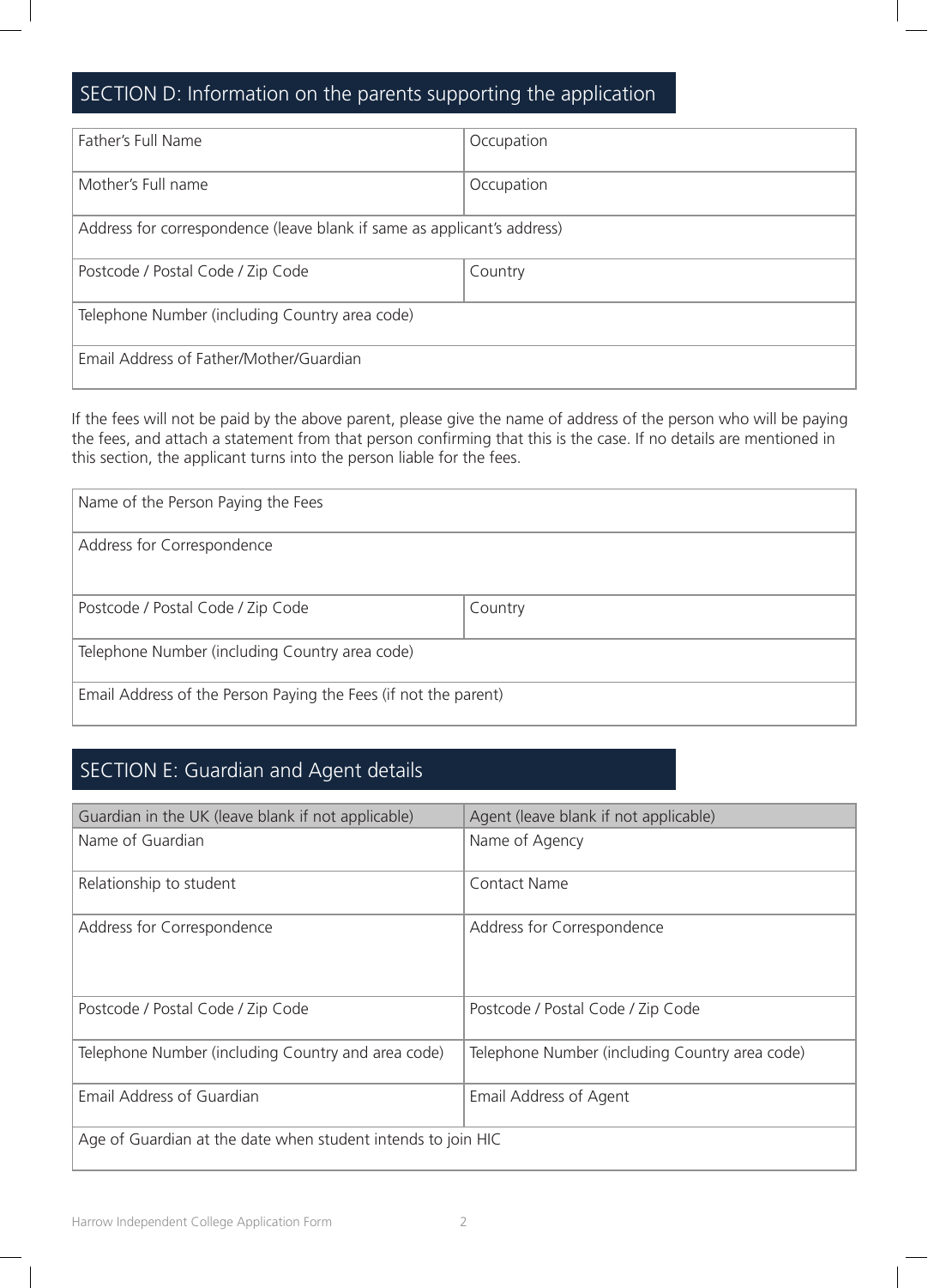## SECTION D: Information on the parents supporting the application

| Father's Full Name | Occupation |
|---|---|
| Mother's Full name | Occupation |
| Address for correspondence (leave blank if same as applicant's address) | |
| Postcode / Postal Code / Zip Code | Country |
| Telephone Number (including Country area code) | |
| Email Address of Father/Mother/Guardian | |

If the fees will not be paid by the above parent, please give the name of address of the person who will be paying the fees, and attach a statement from that person confirming that this is the case. If no details are mentioned in this section, the applicant turns into the person liable for the fees.

| Name of the Person Paying the Fees | |
|---|---|
| Address for Correspondence | |
| Postcode / Postal Code / Zip Code | Country |
| Telephone Number (including Country area code) | |
| Email Address of the Person Paying the Fees (if not the parent) | |

## SECTION E: Guardian and Agent details

| Guardian in the UK (leave blank if not applicable) | Agent (leave blank if not applicable) |
|---|---|
| Name of Guardian | Name of Agency |
| Relationship to student | Contact Name |
| Address for Correspondence | Address for Correspondence |
| Postcode / Postal Code / Zip Code | Postcode / Postal Code / Zip Code |
| Telephone Number (including Country and area code) | Telephone Number (including Country area code) |
| Email Address of Guardian | Email Address of Agent |
| Age of Guardian at the date when student intends to join HIC | |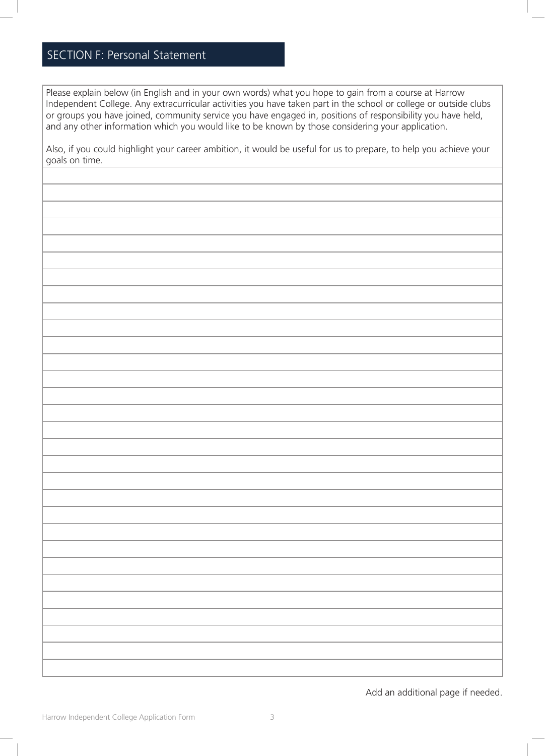## SECTION F: Personal Statement

Please explain below (in English and in your own words) what you hope to gain from a course at Harrow Independent College. Any extracurricular activities you have taken part in the school or college or outside clubs or groups you have joined, community service you have engaged in, positions of responsibility you have held, and any other information which you would like to be known by those considering your application.

Also, if you could highlight your career ambition, it would be useful for us to prepare, to help you achieve your goals on time.

Add an additional page if needed.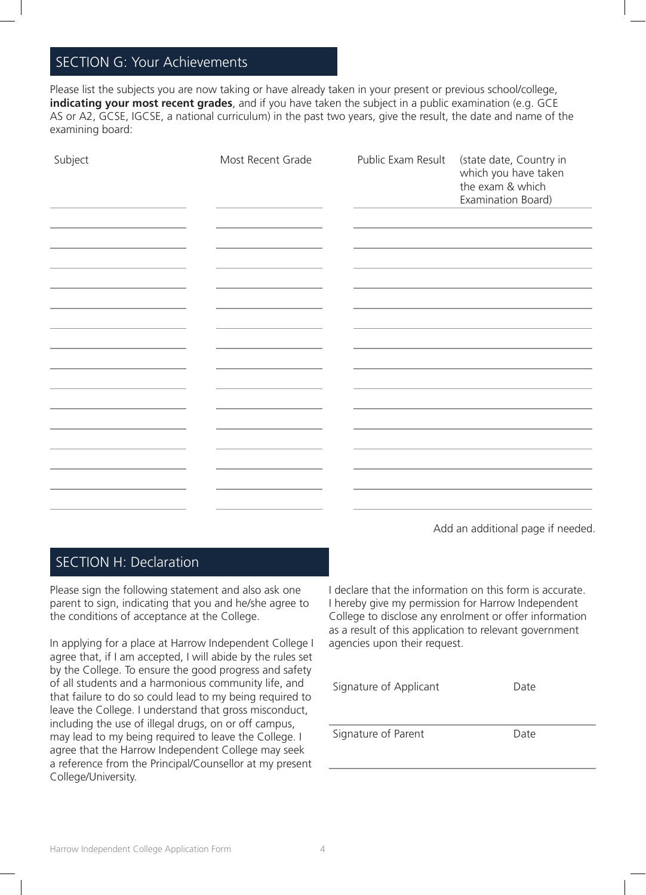## SECTION G: Your Achievements

Please list the subjects you are now taking or have already taken in your present or previous school/college, **indicating your most recent grades**, and if you have taken the subject in a public examination (e.g. GCE AS or A2, GCSE, IGCSE, a national curriculum) in the past two years, give the result, the date and name of the examining board:

| Subject | Most Recent Grade | Public Exam Result (state date, Country in which you have taken the exam & which Examination Board) |
| --- | --- | --- |
| | | |
| | | |
| | | |
| | | |
| | | |
| | | |
| | | |
| | | |
| | | |
| | | |
| | | |
| | | |
| | | |
| | | |
| | | |

Add an additional page if needed.

## SECTION H: Declaration

Please sign the following statement and also ask one parent to sign, indicating that you and he/she agree to the conditions of acceptance at the College.

In applying for a place at Harrow Independent College I agree that, if I am accepted, I will abide by the rules set by the College. To ensure the good progress and safety of all students and a harmonious community life, and that failure to do so could lead to my being required to leave the College. I understand that gross misconduct, including the use of illegal drugs, on or off campus, may lead to my being required to leave the College. I agree that the Harrow Independent College may seek a reference from the Principal/Counsellor at my present College/University.

I declare that the information on this form is accurate. I hereby give my permission for Harrow Independent College to disclose any enrolment or offer information as a result of this application to relevant government agencies upon their request.

Signature of Applicant ____________________ Date ____________

Signature of Parent ____________________ Date ____________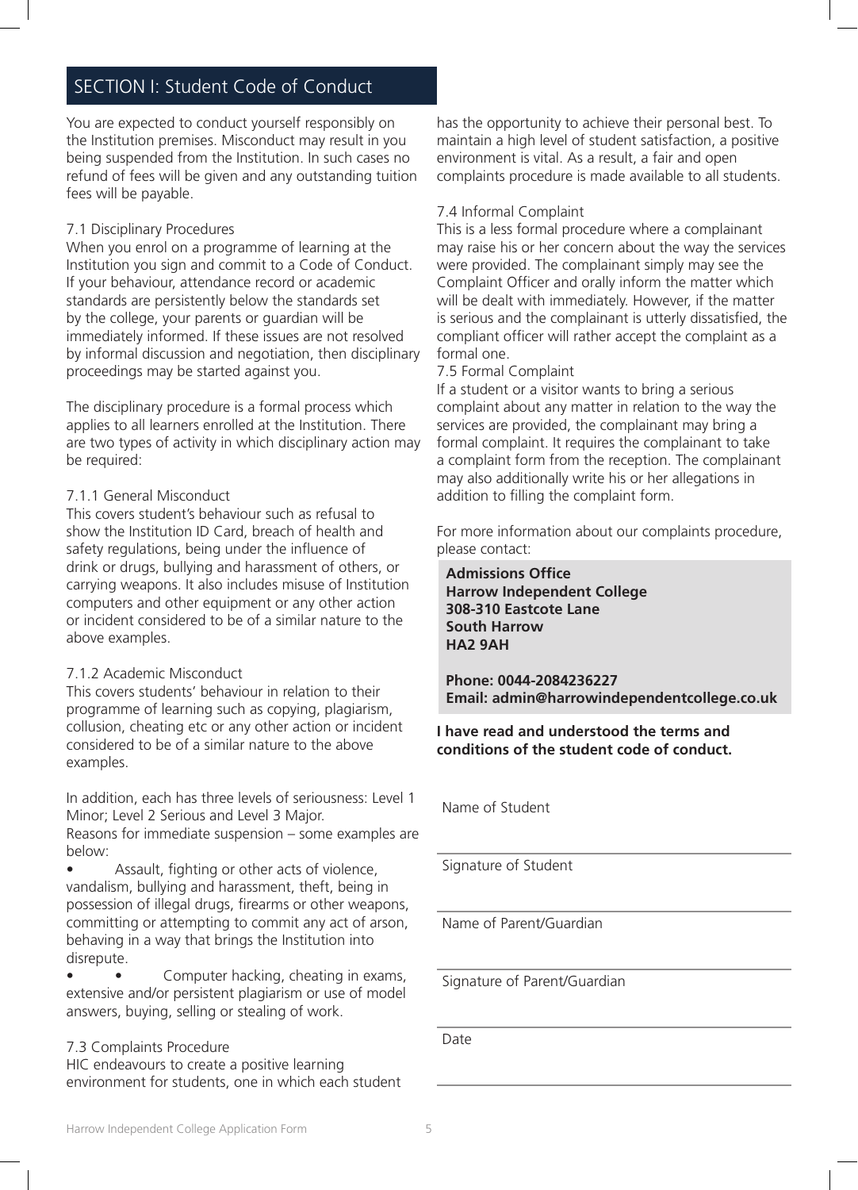## SECTION I: Student Code of Conduct

You are expected to conduct yourself responsibly on the Institution premises. Misconduct may result in you being suspended from the Institution. In such cases no refund of fees will be given and any outstanding tuition fees will be payable.

7.1 Disciplinary Procedures
When you enrol on a programme of learning at the Institution you sign and commit to a Code of Conduct. If your behaviour, attendance record or academic standards are persistently below the standards set by the college, your parents or guardian will be immediately informed. If these issues are not resolved by informal discussion and negotiation, then disciplinary proceedings may be started against you.

The disciplinary procedure is a formal process which applies to all learners enrolled at the Institution. There are two types of activity in which disciplinary action may be required:

7.1.1 General Misconduct
This covers student's behaviour such as refusal to show the Institution ID Card, breach of health and safety regulations, being under the influence of drink or drugs, bullying and harassment of others, or carrying weapons. It also includes misuse of Institution computers and other equipment or any other action or incident considered to be of a similar nature to the above examples.

7.1.2 Academic Misconduct
This covers students' behaviour in relation to their programme of learning such as copying, plagiarism, collusion, cheating etc or any other action or incident considered to be of a similar nature to the above examples.

In addition, each has three levels of seriousness: Level 1 Minor; Level 2 Serious and Level 3 Major.
Reasons for immediate suspension – some examples are below:

- Assault, fighting or other acts of violence, vandalism, bullying and harassment, theft, being in possession of illegal drugs, firearms or other weapons, committing or attempting to commit any act of arson, behaving in a way that brings the Institution into disrepute.
- • Computer hacking, cheating in exams, extensive and/or persistent plagiarism or use of model answers, buying, selling or stealing of work.

7.3 Complaints Procedure
HIC endeavours to create a positive learning environment for students, one in which each student has the opportunity to achieve their personal best. To maintain a high level of student satisfaction, a positive environment is vital. As a result, a fair and open complaints procedure is made available to all students.

7.4 Informal Complaint
This is a less formal procedure where a complainant may raise his or her concern about the way the services were provided. The complainant simply may see the Complaint Officer and orally inform the matter which will be dealt with immediately. However, if the matter is serious and the complainant is utterly dissatisfied, the compliant officer will rather accept the complaint as a formal one.
7.5 Formal Complaint
If a student or a visitor wants to bring a serious complaint about any matter in relation to the way the services are provided, the complainant may bring a formal complaint. It requires the complainant to take a complaint form from the reception. The complainant may also additionally write his or her allegations in addition to filling the complaint form.

For more information about our complaints procedure, please contact:

**Admissions Office**
**Harrow Independent College**
**308-310 Eastcote Lane**
**South Harrow**
**HA2 9AH**

**Phone: 0044-2084236227**
**Email: admin@harrowindependentcollege.co.uk**

**I have read and understood the terms and conditions of the student code of conduct.**

Name of Student

Signature of Student

Name of Parent/Guardian

Signature of Parent/Guardian

Date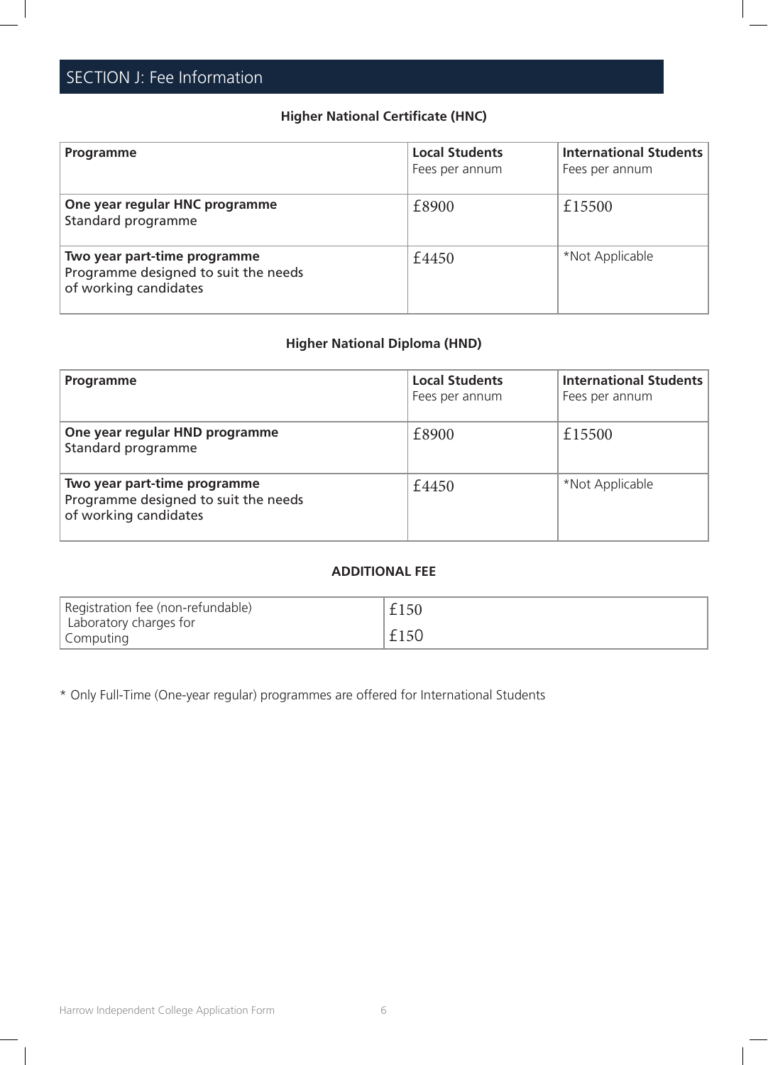## SECTION J: Fee Information

### Higher National Certificate (HNC)

| Programme | Local Students<br>Fees per annum | International Students<br>Fees per annum |
|---|---|---|
| **One year regular HNC programme**<br>Standard programme | £8900 | £15500 |
| **Two year part-time programme**<br>Programme designed to suit the needs of working candidates | £4450 | *Not Applicable |

### Higher National Diploma (HND)

| Programme | Local Students<br>Fees per annum | International Students<br>Fees per annum |
|---|---|---|
| **One year regular HND programme**<br>Standard programme | £8900 | £15500 |
| **Two year part-time programme**<br>Programme designed to suit the needs of working candidates | £4450 | *Not Applicable |

### ADDITIONAL FEE

| | |
|---|---|
| Registration fee (non-refundable) | £150 |
| Laboratory charges for Computing | £150 |

* Only Full-Time (One-year regular) programmes are offered for International Students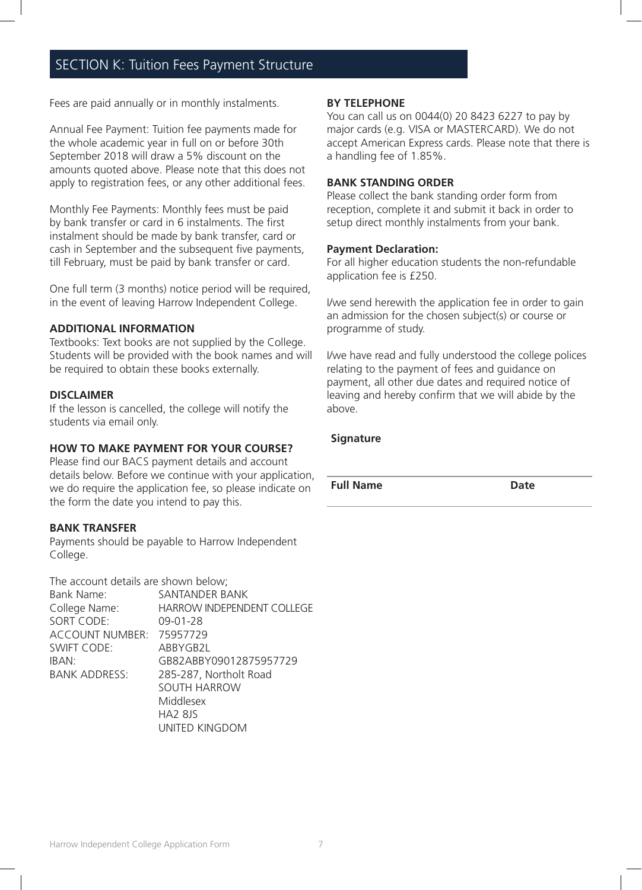## SECTION K: Tuition Fees Payment Structure

Fees are paid annually or in monthly instalments.

Annual Fee Payment: Tuition fee payments made for the whole academic year in full on or before 30th September 2018 will draw a 5% discount on the amounts quoted above. Please note that this does not apply to registration fees, or any other additional fees.

Monthly Fee Payments: Monthly fees must be paid by bank transfer or card in 6 instalments. The first instalment should be made by bank transfer, card or cash in September and the subsequent five payments, till February, must be paid by bank transfer or card.

One full term (3 months) notice period will be required, in the event of leaving Harrow Independent College.

### ADDITIONAL INFORMATION

Textbooks: Text books are not supplied by the College. Students will be provided with the book names and will be required to obtain these books externally.

### DISCLAIMER

If the lesson is cancelled, the college will notify the students via email only.

### HOW TO MAKE PAYMENT FOR YOUR COURSE?

Please find our BACS payment details and account details below. Before we continue with your application, we do require the application fee, so please indicate on the form the date you intend to pay this.

### BANK TRANSFER

Payments should be payable to Harrow Independent College.

The account details are shown below;

| | |
|---|---|
| Bank Name: | SANTANDER BANK |
| College Name: | HARROW INDEPENDENT COLLEGE |
| SORT CODE: | 09-01-28 |
| ACCOUNT NUMBER: | 75957729 |
| SWIFT CODE: | ABBYGB2L |
| IBAN: | GB82ABBY09012875957729 |
| BANK ADDRESS: | 285-287, Northolt Road<br>SOUTH HARROW<br>Middlesex<br>HA2 8JS<br>UNITED KINGDOM |

### BY TELEPHONE

You can call us on 0044(0) 20 8423 6227 to pay by major cards (e.g. VISA or MASTERCARD). We do not accept American Express cards. Please note that there is a handling fee of 1.85%.

### BANK STANDING ORDER

Please collect the bank standing order form from reception, complete it and submit it back in order to setup direct monthly instalments from your bank.

### Payment Declaration:

For all higher education students the non-refundable application fee is £250.

I/we send herewith the application fee in order to gain an admission for the chosen subject(s) or course or programme of study.

I/we have read and fully understood the college polices relating to the payment of fees and guidance on payment, all other due dates and required notice of leaving and hereby confirm that we will abide by the above.

**Signature**

**Full Name** **Date**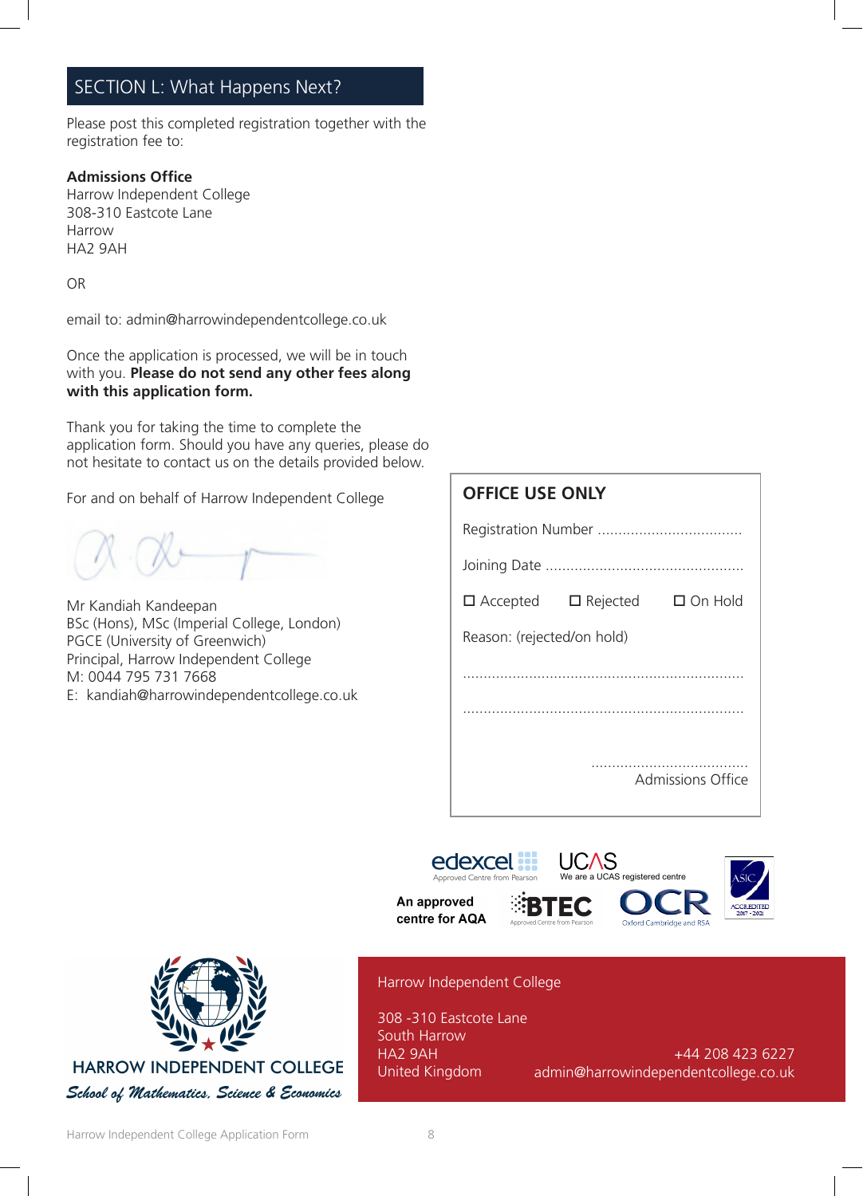## SECTION L: What Happens Next?

Please post this completed registration together with the registration fee to:

**Admissions Office**
Harrow Independent College
308-310 Eastcote Lane
Harrow
HA2 9AH

OR

email to: admin@harrowindependentcollege.co.uk

Once the application is processed, we will be in touch with you. **Please do not send any other fees along with this application form.**

Thank you for taking the time to complete the application form. Should you have any queries, please do not hesitate to contact us on the details provided below.

For and on behalf of Harrow Independent College

Mr Kandiah Kandeepan
BSc (Hons), MSc (Imperial College, London)
PGCE (University of Greenwich)
Principal, Harrow Independent College
M: 0044 795 731 7668
E: kandiah@harrowindependentcollege.co.uk

### OFFICE USE ONLY

Registration Number ...................................

Joining Date ...............................................

☐ Accepted ☐ Rejected ☐ On Hold

Reason: (rejected/on hold)

...................................................................

...................................................................

.....................................
Admissions Office

edexcel Approved Centre from Pearson

UCAS We are a UCAS registered centre

An approved centre for AQA

BTEC Approved Centre from Pearson

OCR Oxford Cambridge and RSA

ASIC ACCREDITED 2017 - 2021

HARROW INDEPENDENT COLLEGE
*School of Mathematics, Science & Economics*

Harrow Independent College

308 -310 Eastcote Lane
South Harrow
HA2 9AH
United Kingdom

+44 208 423 6227
admin@harrowindependentcollege.co.uk